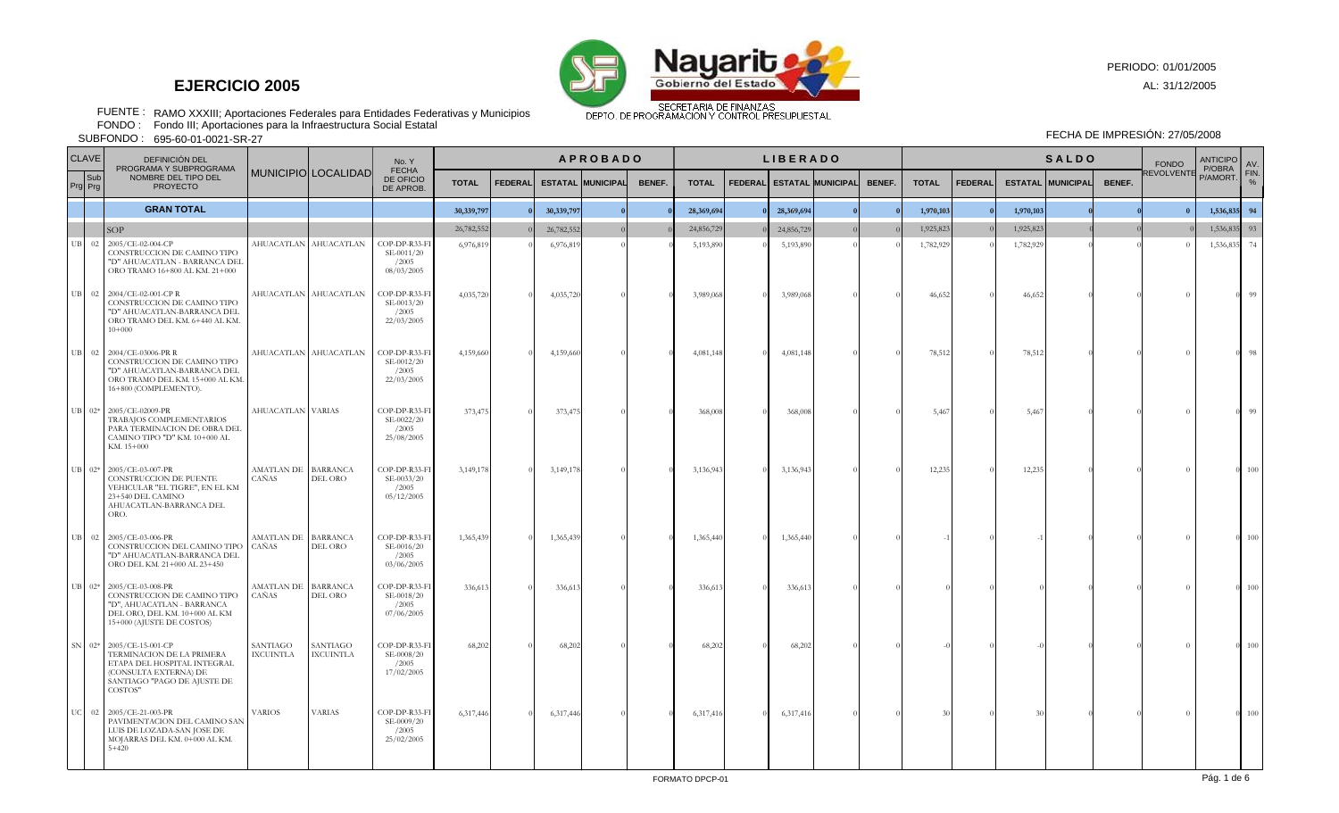# EJERCICIO 2005

Nayarit Gobierno del Estado

SECRETARIA DE FINANZAS
DEPTO. DE PROGRAMACION Y CONTROL PRESUPUESTAL

PERIODO: 01/01/2005
AL: 31/12/2005

FUENTE : RAMO XXXIII; Aportaciones Federales para Entidades Federativas y Municipios
FONDO : Fondo III; Aportaciones para la Infraestructura Social Estatal
SUBFONDO : 695-60-01-0021-SR-27

FECHA DE IMPRESIÓN: 27/05/2008

| CLAVE | | DEFINICIÓN DEL PROGRAMA Y SUBPROGRAMA NOMBRE DEL TIPO DEL PROYECTO | MUNICIPIO | LOCALIDAD | No. Y FECHA DE OFICIO DE APROB. | APROBADO | | | | | LIBERADO | | | | | SALDO | | | | | FONDO REVOLVENTE | ANTICIPO P/OBRA P/AMORT. | AV. FIN. % |
|---|---|---|---|---|---|---|---|---|---|---|---|---|---|---|---|---|---|---|---|---|---|---|---|
| Prg | Sub Prg | | | | | TOTAL | FEDERAL | ESTATAL | MUNICIPAL | BENEF. | TOTAL | FEDERAL | ESTATAL | MUNICIPAL | BENEF. | TOTAL | FEDERAL | ESTATAL | MUNICIPAL | BENEF. | | | |
| | | **GRAN TOTAL** | | | | **30,339,797** | **0** | **30,339,797** | **0** | **0** | **28,369,694** | **0** | **28,369,694** | **0** | **0** | **1,970,103** | **0** | **1,970,103** | **0** | **0** | **0** | **1,536,835** | **94** |
| | | SOP | | | | 26,782,552 | 0 | 26,782,552 | 0 | 0 | 24,856,729 | 0 | 24,856,729 | 0 | 0 | 1,925,823 | 0 | 1,925,823 | 0 | 0 | 0 | 1,536,835 | 93 |
| UB | 02 | 2005/CE-02-004-CP CONSTRUCCION DE CAMINO TIPO "D" AHUACATLAN - BARRANCA DEL ORO TRAMO 16+800 AL KM. 21+000 | AHUACATLAN | AHUACATLAN | COP-DP-R33-FI SE-0011/20 /2005 08/03/2005 | 6,976,819 | 0 | 6,976,819 | 0 | 0 | 5,193,890 | 0 | 5,193,890 | 0 | 0 | 1,782,929 | 0 | 1,782,929 | 0 | 0 | 0 | 1,536,835 | 74 |
| UB | 02 | 2004/CE-02-001-CP R CONSTRUCCION DE CAMINO TIPO "D" AHUACATLAN-BARRANCA DEL ORO TRAMO DEL KM. 6+440 AL KM. 10+000 | AHUACATLAN | AHUACATLAN | COP-DP-R33-FI SE-0013/20 /2005 22/03/2005 | 4,035,720 | 0 | 4,035,720 | 0 | 0 | 3,989,068 | 0 | 3,989,068 | 0 | 0 | 46,652 | 0 | 46,652 | 0 | 0 | 0 | 0 | 99 |
| UB | 02 | 2004/CE-03006-PR R CONSTRUCCION DE CAMINO TIPO "D" AHUACATLAN-BARRANCA DEL ORO TRAMO DEL KM. 15+000 AL KM. 16+800 (COMPLEMENTO). | AHUACATLAN | AHUACATLAN | COP-DP-R33-FI SE-0012/20 /2005 22/03/2005 | 4,159,660 | 0 | 4,159,660 | 0 | 0 | 4,081,148 | 0 | 4,081,148 | 0 | 0 | 78,512 | 0 | 78,512 | 0 | 0 | 0 | 0 | 98 |
| UB | 02* | 2005/CE-02009-PR TRABAJOS COMPLEMENTARIOS PARA TERMINACION DE OBRA DEL CAMINO TIPO "D" KM. 10+000 AL KM. 15+000 | AHUACATLAN | VARIAS | COP-DP-R33-FI SE-0022/20 /2005 25/08/2005 | 373,475 | 0 | 373,475 | 0 | 0 | 368,008 | 0 | 368,008 | 0 | 0 | 5,467 | 0 | 5,467 | 0 | 0 | 0 | 0 | 99 |
| UB | 02* | 2005/CE-03-007-PR CONSTRUCCION DE PUENTE VEHICULAR "EL TIGRE", EN EL KM 23+540 DEL CAMINO AHUACATLAN-BARRANCA DEL ORO. | AMATLAN DE CAÑAS | BARRANCA DEL ORO | COP-DP-R33-FI SE-0033/20 /2005 05/12/2005 | 3,149,178 | 0 | 3,149,178 | 0 | 0 | 3,136,943 | 0 | 3,136,943 | 0 | 0 | 12,235 | 0 | 12,235 | 0 | 0 | 0 | 0 | 100 |
| UB | 02 | 2005/CE-03-006-PR CONSTRUCCION DEL CAMINO TIPO "D" AHUACATLAN-BARRANCA DEL ORO DEL KM. 21+000 AL 23+450 | AMATLAN DE CAÑAS | BARRANCA DEL ORO | COP-DP-R33-FI SE-0016/20 /2005 03/06/2005 | 1,365,439 | 0 | 1,365,439 | 0 | 0 | 1,365,440 | 0 | 1,365,440 | 0 | 0 | -1 | 0 | -1 | 0 | 0 | 0 | 0 | 100 |
| UB | 02* | 2005/CE-03-008-PR CONSTRUCCION DE CAMINO TIPO "D", AHUACATLAN - BARRANCA DEL ORO, DEL KM. 10+000 AL KM 15+000 (AJUSTE DE COSTOS) | AMATLAN DE CAÑAS | BARRANCA DEL ORO | COP-DP-R33-FI SE-0018/20 /2005 07/06/2005 | 336,613 | 0 | 336,613 | 0 | 0 | 336,613 | 0 | 336,613 | 0 | 0 | 0 | 0 | 0 | 0 | 0 | 0 | 0 | 100 |
| SN | 02* | 2005/CE-15-001-CP TERMINACION DE LA PRIMERA ETAPA DEL HOSPITAL INTEGRAL (CONSULTA EXTERNA) DE SANTIAGO "PAGO DE AJUSTE DE COSTOS" | SANTIAGO IXCUINTLA | SANTIAGO IXCUINTLA | COP-DP-R33-FI SE-0008/20 /2005 17/02/2005 | 68,202 | 0 | 68,202 | 0 | 0 | 68,202 | 0 | 68,202 | 0 | 0 | -0 | 0 | -0 | 0 | 0 | 0 | 0 | 100 |
| UC | 02 | 2005/CE-21-003-PR PAVIMENTACION DEL CAMINO SAN LUIS DE LOZADA-SAN JOSE DE MOJARRAS DEL KM. 0+000 AL KM. 5+420 | VARIOS | VARIAS | COP-DP-R33-FI SE-0009/20 /2005 25/02/2005 | 6,317,446 | 0 | 6,317,446 | 0 | 0 | 6,317,416 | 0 | 6,317,416 | 0 | 0 | 30 | 0 | 30 | 0 | 0 | 0 | 0 | 100 |

FORMATO DPCP-01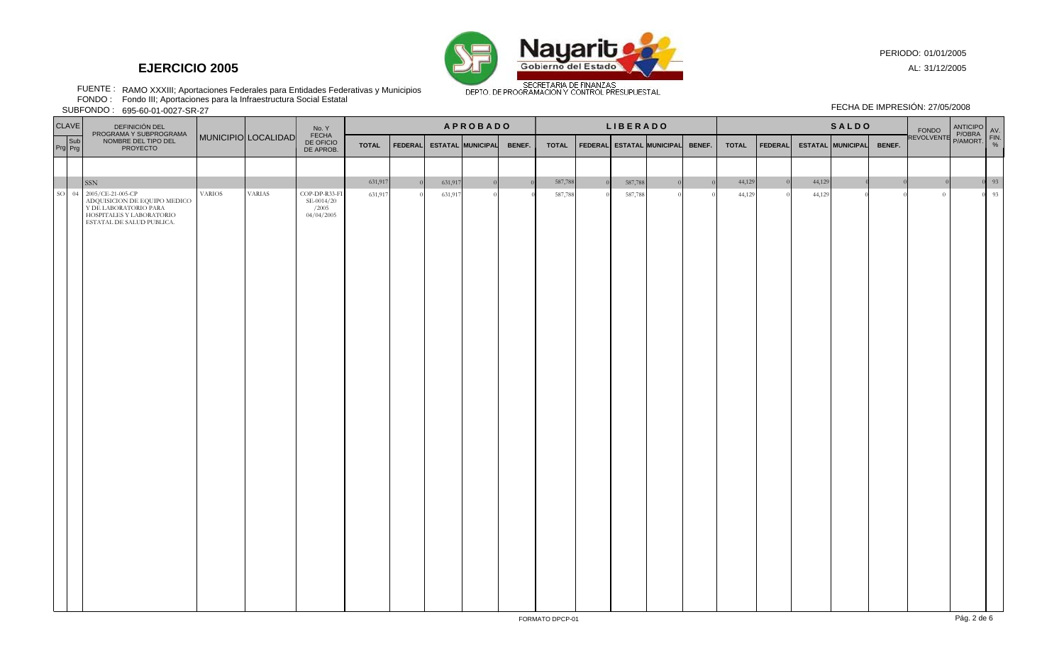# EJERCICIO 2005

Nayarit Gobierno del Estado

SECRETARIA DE FINANZAS
DEPTO. DE PROGRAMACION Y CONTROL PRESUPUESTAL

PERIODO: 01/01/2005
AL: 31/12/2005

FUENTE : RAMO XXXIII; Aportaciones Federales para Entidades Federativas y Municipios
FONDO : Fondo III; Aportaciones para la Infraestructura Social Estatal
SUBFONDO : 695-60-01-0027-SR-27

FECHA DE IMPRESIÓN: 27/05/2008

| CLAVE | | DEFINICIÓN DEL PROGRAMA Y SUBPROGRAMA NOMBRE DEL TIPO DEL PROYECTO | MUNICIPIO | LOCALIDAD | No. Y FECHA DE OFICIO DE APROB. | APROBADO | | | | | LIBERADO | | | | | SALDO | | | | | FONDO REVOLVENTE | ANTICIPO P/OBRA P/AMORT. | AV. FIN. % |
|---|---|---|---|---|---|---|---|---|---|---|---|---|---|---|---|---|---|---|---|---|---|---|---|
| Prg | Sub Prg | | | | | TOTAL | FEDERAL | ESTATAL | MUNICIPAL | BENEF. | TOTAL | FEDERAL | ESTATAL | MUNICIPAL | BENEF. | TOTAL | FEDERAL | ESTATAL | MUNICIPAL | BENEF. | | | |
| | | SSN | | | | 631,917 | 0 | 631,917 | 0 | 0 | 587,788 | 0 | 587,788 | 0 | 0 | 44,129 | 0 | 44,129 | 0 | 0 | 0 | 0 | 93 |
| SO | 04 | 2005/CE-21-005-CP ADQUISICION DE EQUIPO MEDICO Y DE LABORATORIO PARA HOSPITALES Y LABORATORIO ESTATAL DE SALUD PUBLICA. | VARIOS | VARIAS | COP-DP-R33-FISE-0014/2005 04/04/2005 | 631,917 | 0 | 631,917 | 0 | 0 | 587,788 | 0 | 587,788 | 0 | 0 | 44,129 | 0 | 44,129 | 0 | 0 | 0 | 0 | 93 |

FORMATO DPCP-01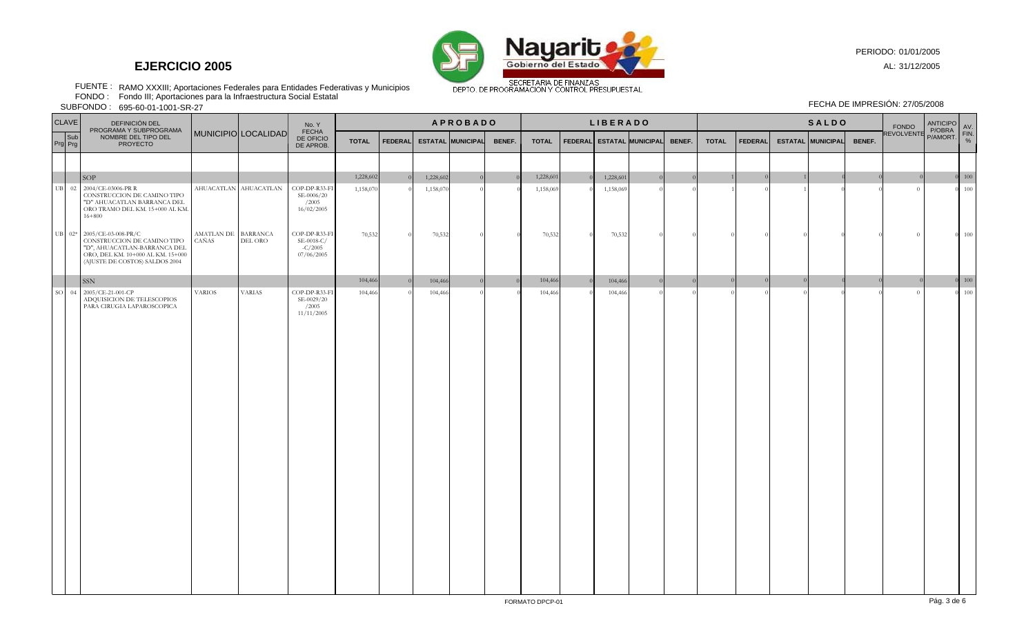# EJERCICIO 2005

Nayarit Gobierno del Estado

SECRETARIA DE FINANZAS
DEPTO. DE PROGRAMACIÓN Y CONTROL PRESUPUESTAL

PERIODO: 01/01/2005
AL: 31/12/2005

FUENTE : RAMO XXXIII; Aportaciones Federales para Entidades Federativas y Municipios
FONDO : Fondo III; Aportaciones para la Infraestructura Social Estatal
SUBFONDO : 695-60-01-1001-SR-27

FECHA DE IMPRESIÓN: 27/05/2008

| CLAVE | | DEFINICIÓN DEL PROGRAMA Y SUBPROGRAMA NOMBRE DEL TIPO DEL PROYECTO | MUNICIPIO | LOCALIDAD | No. Y FECHA DE OFICIO DE APROB. | APROBADO | | | | | LIBERADO | | | | | SALDO | | | | | FONDO REVOLVENTE | ANTICIPO P/OBRA P/AMORT. | AV. FIN. % |
|---|---|---|---|---|---|---|---|---|---|---|---|---|---|---|---|---|---|---|---|---|---|---|---|
| Prg | Sub Prg | | | | | TOTAL | FEDERAL | ESTATAL | MUNICIPAL | BENEF. | TOTAL | FEDERAL | ESTATAL | MUNICIPAL | BENEF. | TOTAL | FEDERAL | ESTATAL | MUNICIPAL | BENEF. | | | |
| | | SOP | | | | 1,228,602 | 0 | 1,228,602 | 0 | 0 | 1,228,601 | 0 | 1,228,601 | 0 | 0 | 1 | 0 | 1 | 0 | 0 | 0 | 0 | 100 |
| UB | 02 | 2004/CE-03006-PR R CONSTRUCCION DE CAMINO TIPO "D" AHUACATLAN BARRANCA DEL ORO TRAMO DEL KM. 15+000 AL KM. 16+800 | AHUACATLAN | AHUACATLAN | COP-DP-R33-FI SE-0006/20 /2005 16/02/2005 | 1,158,070 | 0 | 1,158,070 | 0 | 0 | 1,158,069 | 0 | 1,158,069 | 0 | 0 | 1 | 0 | 1 | 0 | 0 | 0 | 0 | 100 |
| UB | 02* | 2005/CE-03-008-PR/C CONSTRUCCION DE CAMINO TIPO "D", AHUACATLAN-BARRANCA DEL ORO, DEL KM. 10+000 AL KM. 15+000 (AJUSTE DE COSTOS) SALDOS 2004 | AMATLAN DE CAÑAS | BARRANCA DEL ORO | COP-DP-R33-FI SE-0018-C/ -C/2005 07/06/2005 | 70,532 | 0 | 70,532 | 0 | 0 | 70,532 | 0 | 70,532 | 0 | 0 | 0 | 0 | 0 | 0 | 0 | 0 | 0 | 100 |
| | | SSN | | | | 104,466 | 0 | 104,466 | 0 | 0 | 104,466 | 0 | 104,466 | 0 | 0 | 0 | 0 | 0 | 0 | 0 | 0 | 0 | 100 |
| SO | 04 | 2005/CE-21-001-CP ADQUISICION DE TELESCOPIOS PARA CIRUGIA LAPAROSCOPICA | VARIOS | VARIAS | COP-DP-R33-FI SE-0029/20 /2005 11/11/2005 | 104,466 | 0 | 104,466 | 0 | 0 | 104,466 | 0 | 104,466 | 0 | 0 | 0 | 0 | 0 | 0 | 0 | 0 | 0 | 100 |

FORMATO DPCP-01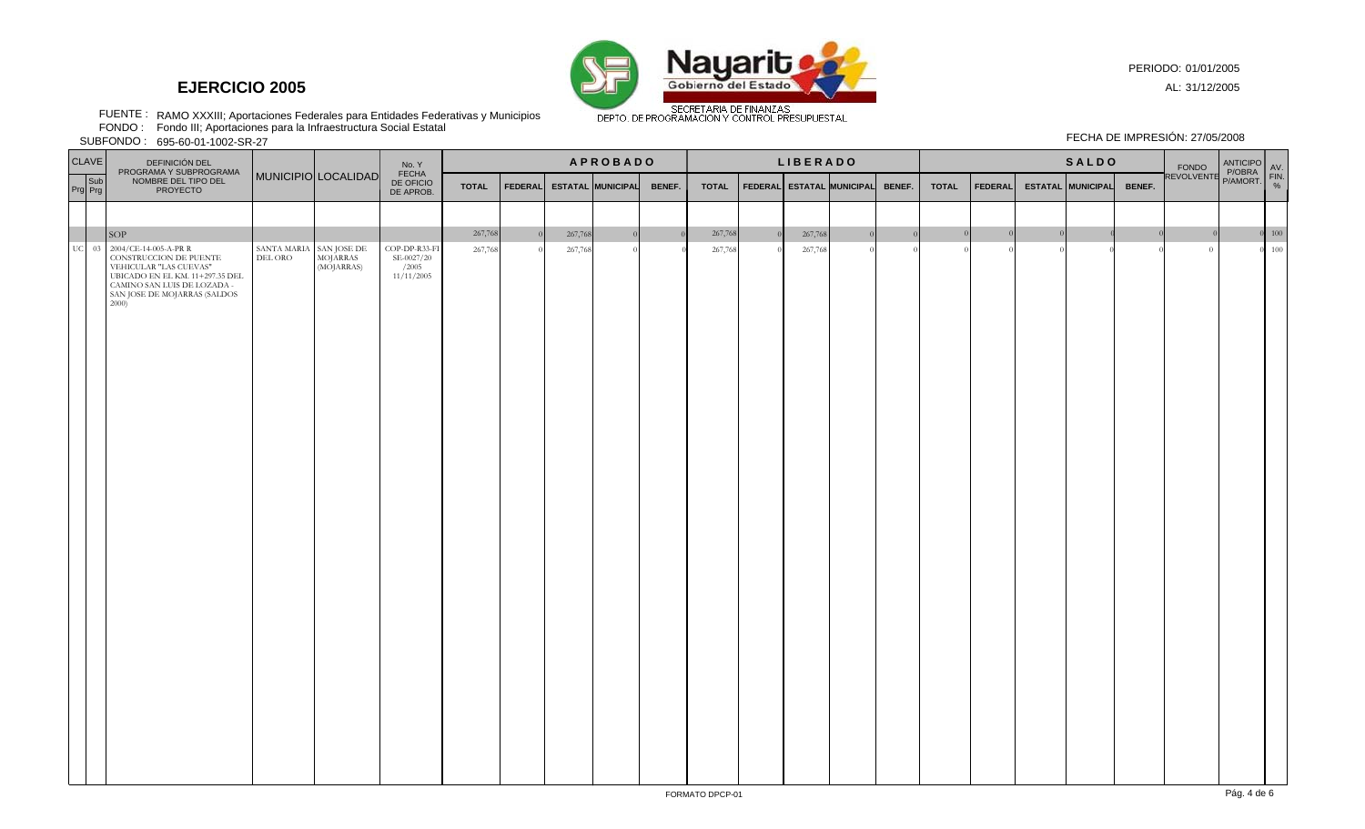# EJERCICIO 2005

Nayarit Gobierno del Estado

SECRETARIA DE FINANZAS
DEPTO. DE PROGRAMACIÓN Y CONTROL PRESUPUESTAL

PERIODO: 01/01/2005
AL: 31/12/2005

FUENTE : RAMO XXXIII; Aportaciones Federales para Entidades Federativas y Municipios
FONDO : Fondo III; Aportaciones para la Infraestructura Social Estatal
SUBFONDO : 695-60-01-1002-SR-27

FECHA DE IMPRESIÓN: 27/05/2008

| CLAVE | | DEFINICIÓN DEL PROGRAMA Y SUBPROGRAMA NOMBRE DEL TIPO DEL PROYECTO | MUNICIPIO | LOCALIDAD | No. Y FECHA DE OFICIO DE APROB. | APROBADO | | | | | LIBERADO | | | | | SALDO | | | | | FONDO REVOLVENTE | ANTICIPO P/OBRA P/AMORT. | AV. FIN. % |
|---|---|---|---|---|---|---|---|---|---|---|---|---|---|---|---|---|---|---|---|---|---|---|---|
| Prg | Sub Prg | | | | | TOTAL | FEDERAL | ESTATAL | MUNICIPAL | BENEF. | TOTAL | FEDERAL | ESTATAL | MUNICIPAL | BENEF. | TOTAL | FEDERAL | ESTATAL | MUNICIPAL | BENEF. | | | |
| | | SOP | | | | 267,768 | 0 | 267,768 | 0 | 0 | 267,768 | 0 | 267,768 | 0 | 0 | 0 | 0 | 0 | 0 | 0 | 0 | 0 | 100 |
| UC | 03 | 2004/CE-14-005-A-PR R CONSTRUCCION DE PUENTE VEHICULAR "LAS CUEVAS" UBICADO EN EL KM. 11+297.35 DEL CAMINO SAN LUIS DE LOZADA - SAN JOSE DE MOJARRAS (SALDOS 2000) | SANTA MARIA DEL ORO | SAN JOSE DE MOJARRAS (MOJARRAS) | COP-DP-R33-FISE-0027/20/2005 11/11/2005 | 267,768 | 0 | 267,768 | 0 | 0 | 267,768 | 0 | 267,768 | 0 | 0 | 0 | 0 | 0 | 0 | 0 | 0 | | 0 | 100 |

FORMATO DPCP-01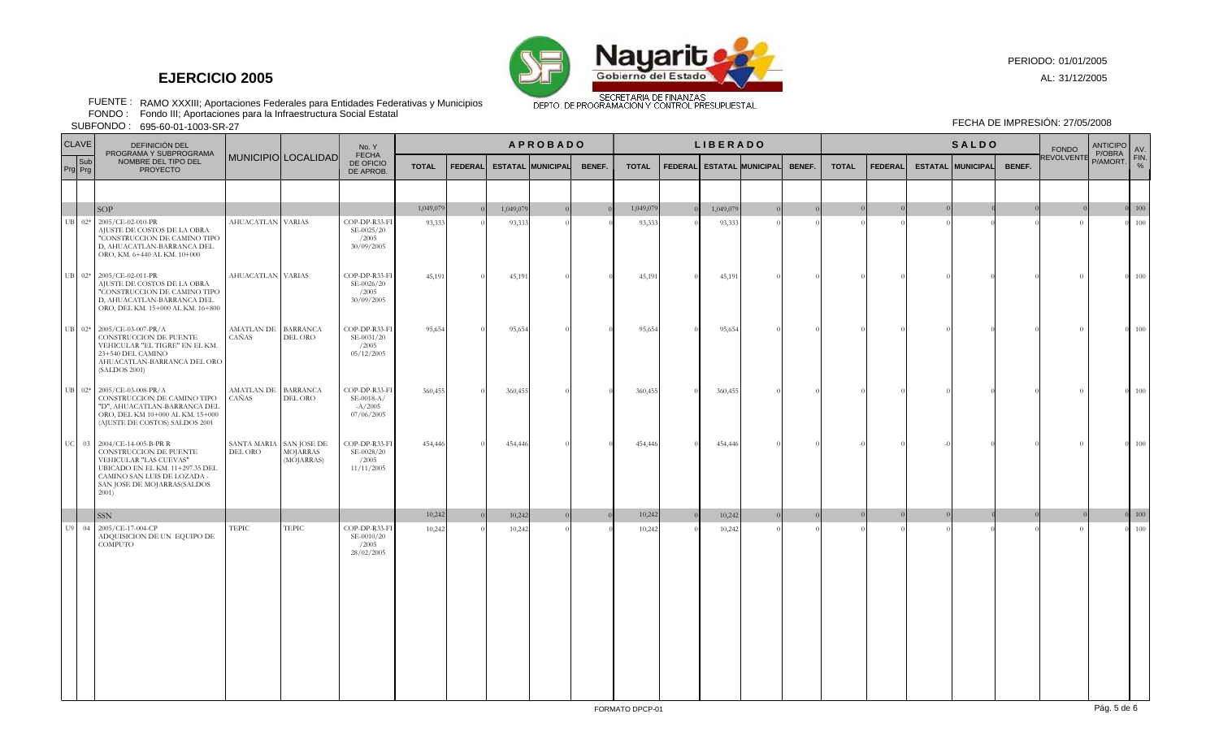# EJERCICIO 2005

PERIODO: 01/01/2005

AL: 31/12/2005

FUENTE : RAMO XXXIII; Aportaciones Federales para Entidades Federativas y Municipios

FONDO : Fondo III; Aportaciones para la Infraestructura Social Estatal

SUBFONDO : 695-60-01-1003-SR-27

SECRETARIA DE FINANZAS
DEPTO. DE PROGRAMACION Y CONTROL PRESUPUESTAL

FECHA DE IMPRESIÓN: 27/05/2008

| CLAVE | | DEFINICIÓN DEL PROGRAMA Y SUBPROGRAMA NOMBRE DEL TIPO DEL PROYECTO | MUNICIPIO | LOCALIDAD | No. Y FECHA DE OFICIO DE APROB. | APROBADO | | | | | LIBERADO | | | | | SALDO | | | | | FONDO REVOLVENTE | ANTICIPO P/OBRA P/AMORT. | AV. FIN. % |
|---|---|---|---|---|---|---|---|---|---|---|---|---|---|---|---|---|---|---|---|---|---|---|---|
| Prg | Sub Prg | | | | | TOTAL | FEDERAL | ESTATAL | MUNICIPAL | BENEF. | TOTAL | FEDERAL | ESTATAL | MUNICIPAL | BENEF. | TOTAL | FEDERAL | ESTATAL | MUNICIPAL | BENEF. | | | |
| | | SOP | | | | 1,049,079 | 0 | 1,049,079 | 0 | 0 | 1,049,079 | 0 | 1,049,079 | 0 | 0 | 0 | 0 | 0 | 0 | 0 | 0 | 0 | 100 |
| UB | 02* | 2005/CE-02-010-PR AJUSTE DE COSTOS DE LA OBRA "CONSTRUCCION DE CAMINO TIPO D, AHUACATLAN-BARRANCA DEL ORO, KM. 6+440 AL KM. 10+000 | AHUACATLAN | VARIAS | COP-DP-R33-FI SE-0025/20 /2005 30/09/2005 | 93,333 | 0 | 93,333 | 0 | 0 | 93,333 | 0 | 93,333 | 0 | 0 | 0 | 0 | 0 | 0 | 0 | 0 | 0 | 100 |
| UB | 02* | 2005/CE-02-011-PR AJUSTE DE COSTOS DE LA OBRA "CONSTRUCCION DE CAMINO TIPO D, AHUACATLAN-BARRANCA DEL ORO, DEL KM. 15+000 AL KM. 16+800 | AHUACATLAN | VARIAS | COP-DP-R33-FI SE-0026/20 /2005 30/09/2005 | 45,191 | 0 | 45,191 | 0 | 0 | 45,191 | 0 | 45,191 | 0 | 0 | 0 | 0 | 0 | 0 | 0 | 0 | 0 | 100 |
| UB | 02* | 2005/CE-03-007-PR/A CONSTRUCCION DE PUENTE VEHICULAR "EL TIGRE" EN EL KM. 23+540 DEL CAMINO AHUACATLAN-BARRANCA DEL ORO (SALDOS 2001) | AMATLAN DE CAÑAS | BARRANCA DEL ORO | COP-DP-R33-FI SE-0031/20 /2005 05/12/2005 | 95,654 | 0 | 95,654 | 0 | 0 | 95,654 | 0 | 95,654 | 0 | 0 | 0 | 0 | 0 | 0 | 0 | 0 | 0 | 100 |
| UB | 02* | 2005/CE-03-008-PR/A CONSTRUCCION DE CAMINO TIPO "D", AHUACATLAN-BARRANCA DEL ORO, DEL KM 10+000 AL KM. 15+000 (AJUSTE DE COSTOS) SALDOS 2001 | AMATLAN DE CAÑAS | BARRANCA DEL ORO | COP-DP-R33-FI SE-0018-A/ -A/2005 07/06/2005 | 360,455 | 0 | 360,455 | 0 | 0 | 360,455 | 0 | 360,455 | 0 | 0 | 0 | 0 | 0 | 0 | 0 | 0 | 0 | 100 |
| UC | 03 | 2004/CE-14-005-B-PR R CONSTRUCCION DE PUENTE VEHICULAR "LAS CUEVAS" UBICADO EN EL KM. 11+297.35 DEL CAMINO SAN LUIS DE LOZADA - SAN JOSE DE MOJARRAS(SALDOS 2001) | SANTA MARIA DEL ORO | SAN JOSE DE MOJARRAS (MOJARRAS) | COP-DP-R33-FI SE-0028/20 /2005 11/11/2005 | 454,446 | 0 | 454,446 | 0 | 0 | 454,446 | 0 | 454,446 | 0 | 0 | -0 | 0 | -0 | 0 | 0 | 0 | 0 | 100 |
| | | SSN | | | | 10,242 | 0 | 10,242 | 0 | 0 | 10,242 | 0 | 10,242 | 0 | 0 | 0 | 0 | 0 | 0 | 0 | 0 | 0 | 100 |
| U9 | 04 | 2005/CE-17-004-CP ADQUISICION DE UN EQUIPO DE COMPUTO | TEPIC | TEPIC | COP-DP-R33-FI SE-0010/20 /2005 28/02/2005 | 10,242 | 0 | 10,242 | 0 | 0 | 10,242 | 0 | 10,242 | 0 | 0 | 0 | 0 | 0 | 0 | 0 | 0 | 0 | 100 |

FORMATO DPCP-01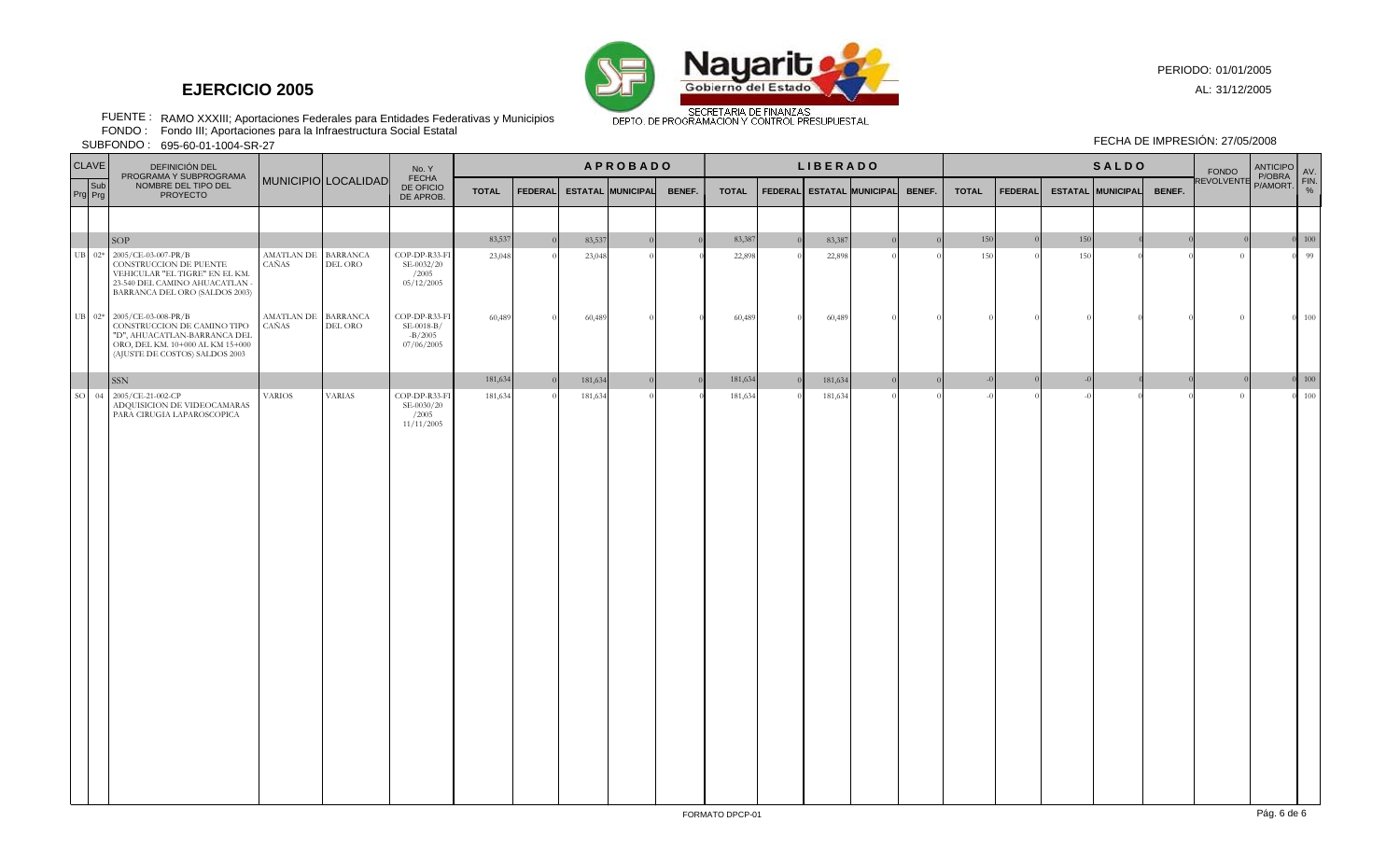# EJERCICIO 2005

PERIODO: 01/01/2005
AL: 31/12/2005

SECRETARIA DE FINANZAS
DEPTO. DE PROGRAMACION Y CONTROL PRESUPUESTAL

FUENTE : RAMO XXXIII; Aportaciones Federales para Entidades Federativas y Municipios
FONDO : Fondo III; Aportaciones para la Infraestructura Social Estatal
SUBFONDO : 695-60-01-1004-SR-27

FECHA DE IMPRESIÓN: 27/05/2008

| CLAVE | | DEFINICIÓN DEL PROGRAMA Y SUBPROGRAMA NOMBRE DEL TIPO DEL PROYECTO | MUNICIPIO | LOCALIDAD | No. Y FECHA DE OFICIO DE APROB. | APROBADO | | | | | LIBERADO | | | | | SALDO | | | | | FONDO REVOLVENTE | ANTICIPO P/OBRA P/AMORT. | AV. FIN. % |
|---|---|---|---|---|---|---|---|---|---|---|---|---|---|---|---|---|---|---|---|---|---|---|---|
| Prg | Sub Prg | | | | | TOTAL | FEDERAL | ESTATAL | MUNICIPAL | BENEF. | TOTAL | FEDERAL | ESTATAL | MUNICIPAL | BENEF. | TOTAL | FEDERAL | ESTATAL | MUNICIPAL | BENEF. | | | |
| | | SOP | | | | 83,537 | 0 | 83,537 | 0 | 0 | 83,387 | 0 | 83,387 | 0 | 0 | 150 | 0 | 150 | 0 | 0 | 0 | 0 | 100 |
| UB | 02* | 2005/CE-03-007-PR/B CONSTRUCCION DE PUENTE VEHICULAR "EL TIGRE" EN EL KM. 23-540 DEL CAMINO AHUACATLAN - BARRANCA DEL ORO (SALDOS 2003) | AMATLAN DE CAÑAS | BARRANCA DEL ORO | COP-DP-R33-FI SE-0032/20 /2005 05/12/2005 | 23,048 | 0 | 23,048 | 0 | 0 | 22,898 | 0 | 22,898 | 0 | 0 | 150 | 0 | 150 | 0 | 0 | 0 | 0 | 99 |
| UB | 02* | 2005/CE-03-008-PR/B CONSTRUCCION DE CAMINO TIPO "D", AHUACATLAN-BARRANCA DEL ORO, DEL KM. 10+000 AL KM 15+000 (AJUSTE DE COSTOS) SALDOS 2003 | AMATLAN DE CAÑAS | BARRANCA DEL ORO | COP-DP-R33-FI SE-0018-B/ -B/2005 07/06/2005 | 60,489 | 0 | 60,489 | 0 | 0 | 60,489 | 0 | 60,489 | 0 | 0 | 0 | 0 | 0 | 0 | 0 | 0 | 0 | 100 |
| | | SSN | | | | 181,634 | 0 | 181,634 | 0 | 0 | 181,634 | 0 | 181,634 | 0 | 0 | -0 | 0 | -0 | 0 | 0 | 0 | 0 | 100 |
| SO | 04 | 2005/CE-21-002-CP ADQUISICION DE VIDEOCAMARAS PARA CIRUGIA LAPAROSCOPICA | VARIOS | VARIAS | COP-DP-R33-FI SE-0030/20 /2005 11/11/2005 | 181,634 | 0 | 181,634 | 0 | 0 | 181,634 | 0 | 181,634 | 0 | 0 | -0 | 0 | -0 | 0 | 0 | 0 | 0 | 100 |

FORMATO DPCP-01